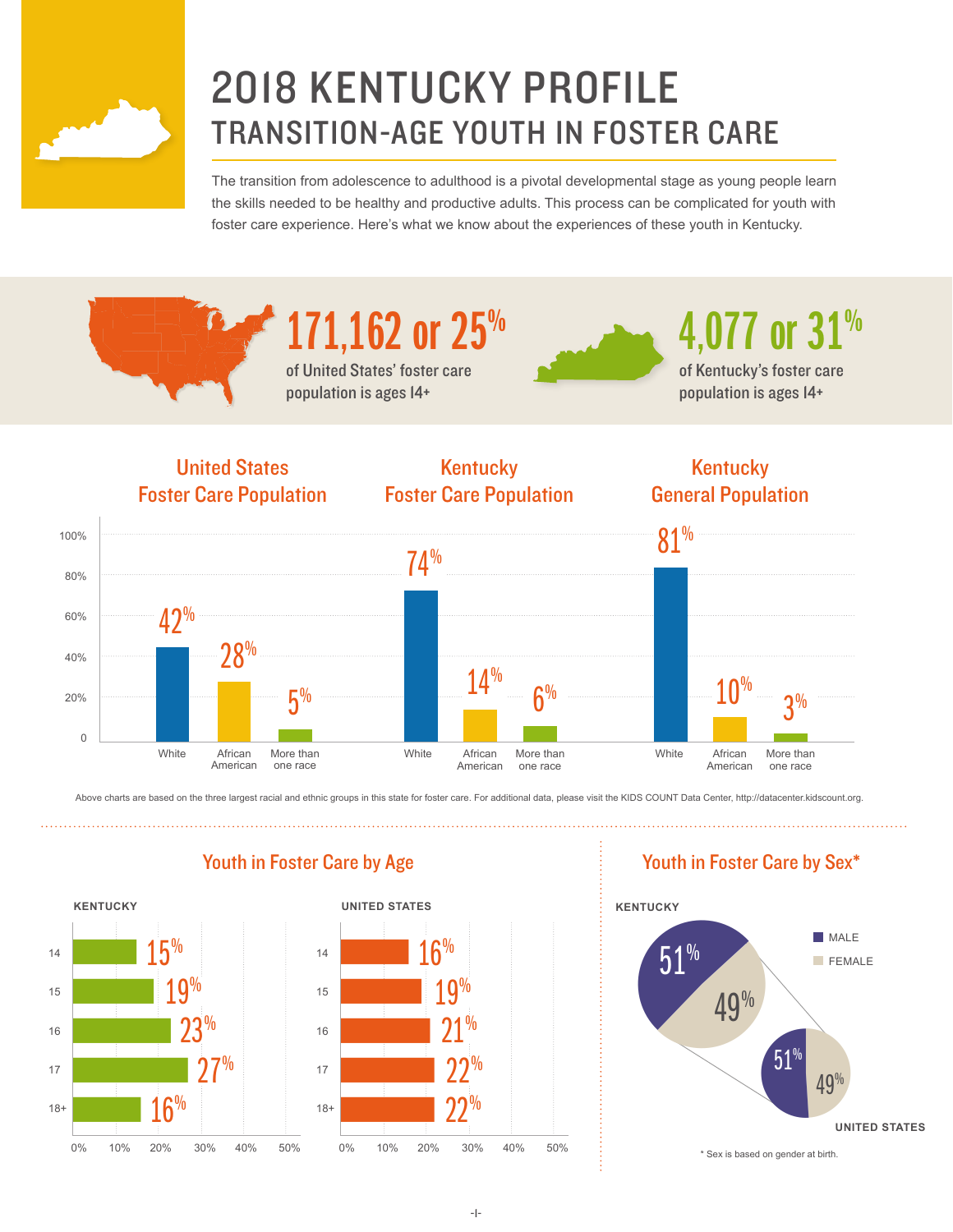# 2018 KENTUCKY PROFILE

## TRANSITION-AGE YOUTH IN FOSTER CARE

The transition from adolescence to adulthood is a pivotal developmental stage as young people learn the skills needed to be healthy and productive adults. This process can be complicated for youth with foster care experience. Here's what we know about the experiences of these youth in Kentucky.

**171,162 or 25%** of United States' foster care population is ages 14+

**4,077 or 31%** of Kentucky's foster care population is ages 14+

### United States Foster Care Population / Kentucky Foster Care Population / Kentucky General Population

| | United States Foster Care Population | Kentucky Foster Care Population | Kentucky General Population |
|---|---|---|---|
| White | 42% | 74% | 81% |
| African American | 28% | 14% | 10% |
| More than one race | 5% | 6% | 3% |

Above charts are based on the three largest racial and ethnic groups in this state for foster care. For additional data, please visit the KIDS COUNT Data Center, http://datacenter.kidscount.org.

### Youth in Foster Care by Age

| Age | KENTUCKY | UNITED STATES |
|---|---|---|
| 14 | 15% | 16% |
| 15 | 19% | 19% |
| 16 | 23% | 21% |
| 17 | 27% | 22% |
| 18+ | 16% | 22% |

### Youth in Foster Care by Sex*

| | KENTUCKY | UNITED STATES |
|---|---|---|
| MALE | 51% | 51% |
| FEMALE | 49% | 49% |

\* Sex is based on gender at birth.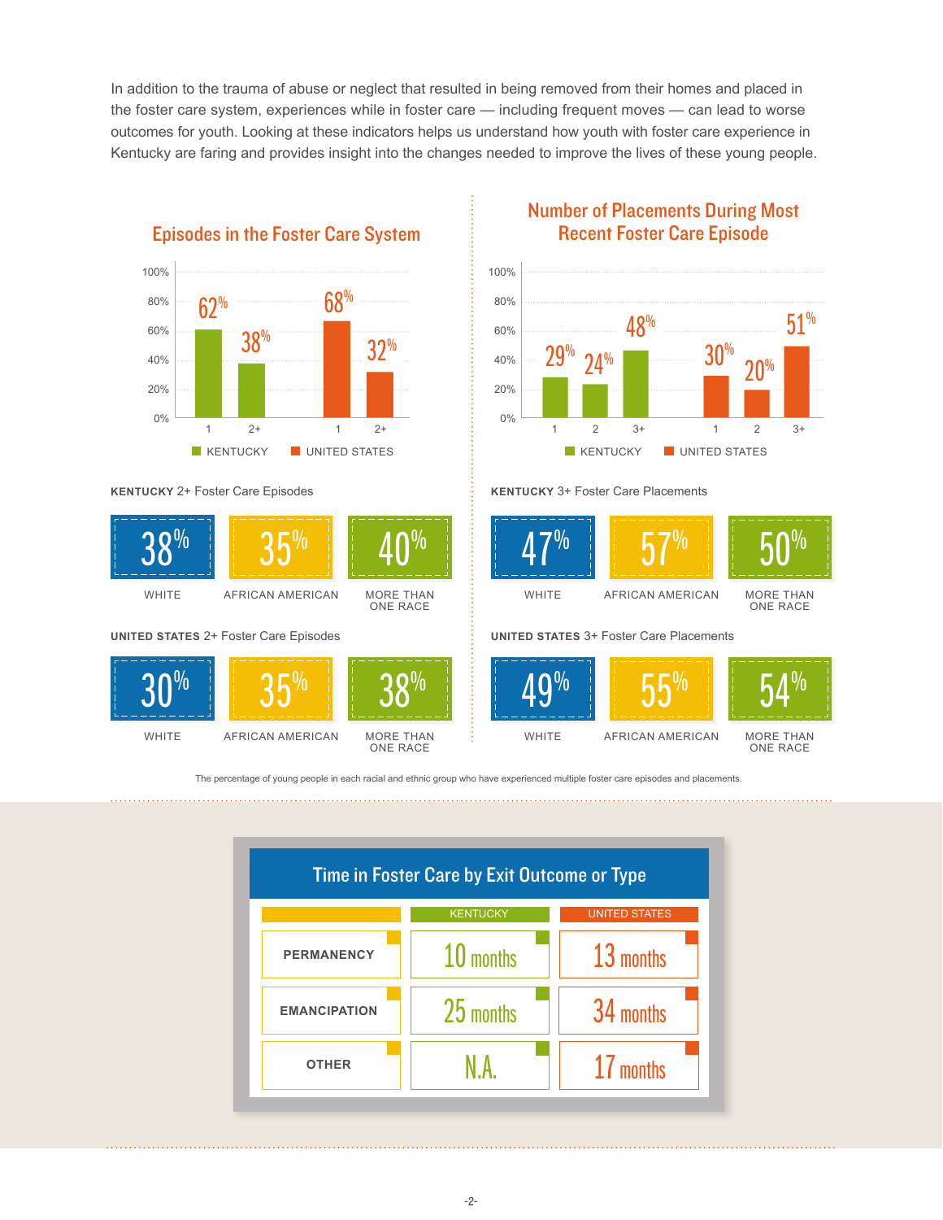In addition to the trauma of abuse or neglect that resulted in being removed from their homes and placed in the foster care system, experiences while in foster care — including frequent moves — can lead to worse outcomes for youth. Looking at these indicators helps us understand how youth with foster care experience in Kentucky are faring and provides insight into the changes needed to improve the lives of these young people.

## Episodes in the Foster Care System

| Episodes | Kentucky | United States |
|---|---|---|
| 1 | 62% | 68% |
| 2+ | 38% | 32% |

**KENTUCKY** 2+ Foster Care Episodes

| White | African American | More Than One Race |
|---|---|---|
| 38% | 35% | 40% |

**UNITED STATES** 2+ Foster Care Episodes

| White | African American | More Than One Race |
|---|---|---|
| 30% | 35% | 38% |

## Number of Placements During Most Recent Foster Care Episode

| Placements | Kentucky | United States |
|---|---|---|
| 1 | 29% | 30% |
| 2 | 24% | 20% |
| 3+ | 48% | 51% |

**KENTUCKY** 3+ Foster Care Placements

| White | African American | More Than One Race |
|---|---|---|
| 47% | 57% | 50% |

**UNITED STATES** 3+ Foster Care Placements

| White | African American | More Than One Race |
|---|---|---|
| 49% | 55% | 54% |

The percentage of young people in each racial and ethnic group who have experienced multiple foster care episodes and placements.

## Time in Foster Care by Exit Outcome or Type

| | KENTUCKY | UNITED STATES |
|---|---|---|
| PERMANENCY | 10 months | 13 months |
| EMANCIPATION | 25 months | 34 months |
| OTHER | N.A. | 17 months |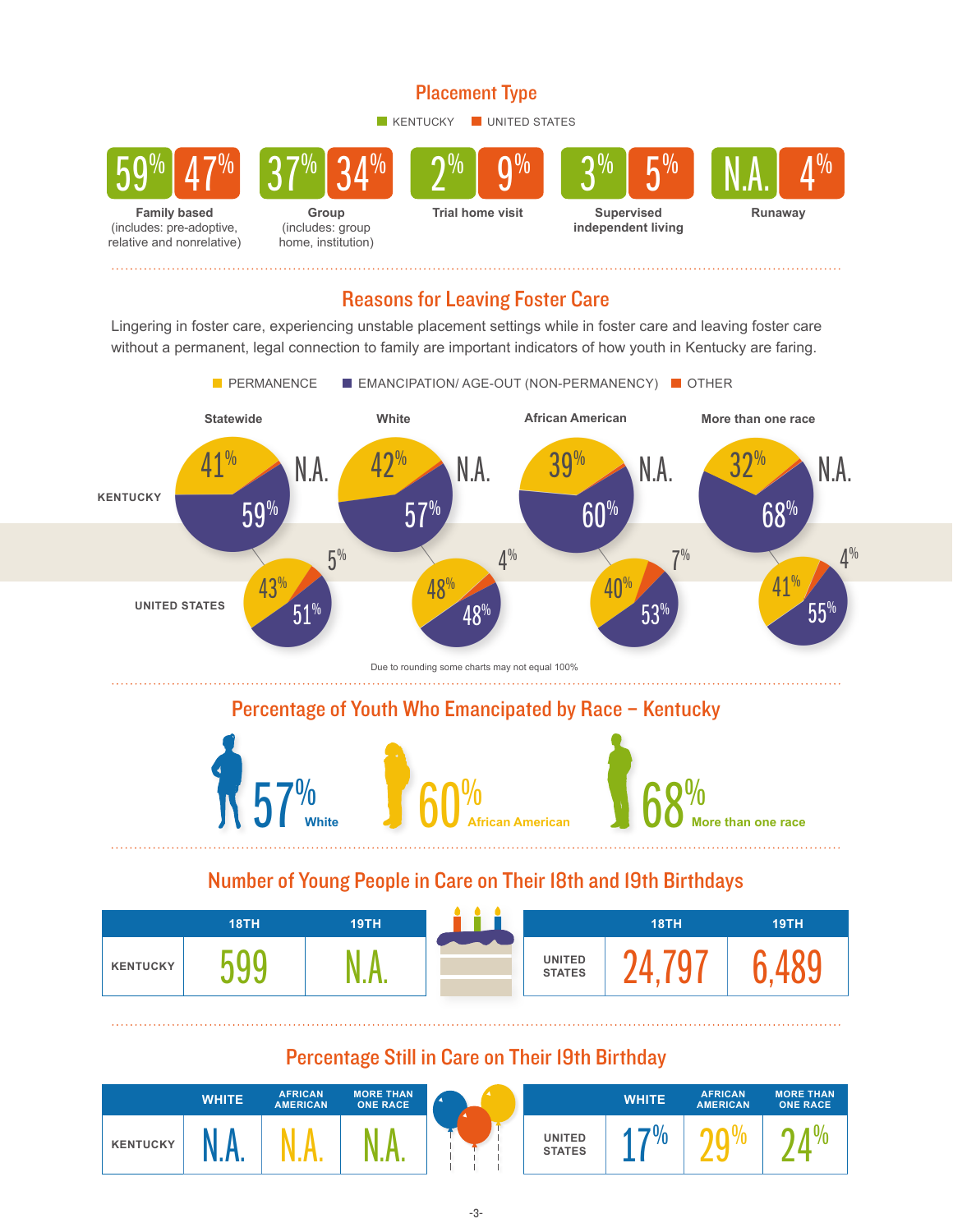## Placement Type

| | Kentucky | United States |
|---|---|---|
| Family based (includes: pre-adoptive, relative and nonrelative) | 59% | 47% |
| Group (includes: group home, institution) | 37% | 34% |
| Trial home visit | 2% | 9% |
| Supervised independent living | 3% | 5% |
| Runaway | N.A. | 4% |

## Reasons for Leaving Foster Care

Lingering in foster care, experiencing unstable placement settings while in foster care and leaving foster care without a permanent, legal connection to family are important indicators of how youth in Kentucky are faring.

| | | Permanence | Emancipation/ Age-out (Non-permanency) | Other |
|---|---|---|---|---|
| Kentucky | Statewide | 41% | 59% | N.A. |
| | White | 42% | 57% | N.A. |
| | African American | 39% | 60% | N.A. |
| | More than one race | 32% | 68% | N.A. |
| United States | Statewide | 43% | 51% | 5% |
| | White | 48% | 48% | 4% |
| | African American | 40% | 53% | 7% |
| | More than one race | 41% | 55% | 4% |

Due to rounding some charts may not equal 100%

## Percentage of Youth Who Emancipated by Race – Kentucky

57% White

60% African American

68% More than one race

## Number of Young People in Care on Their 18th and 19th Birthdays

| | 18th | 19th |
|---|---|---|
| Kentucky | 599 | N.A. |
| United States | 24,797 | 6,489 |

## Percentage Still in Care on Their 19th Birthday

| | White | African American | More than one race |
|---|---|---|---|
| Kentucky | N.A. | N.A. | N.A. |
| United States | 17% | 29% | 24% |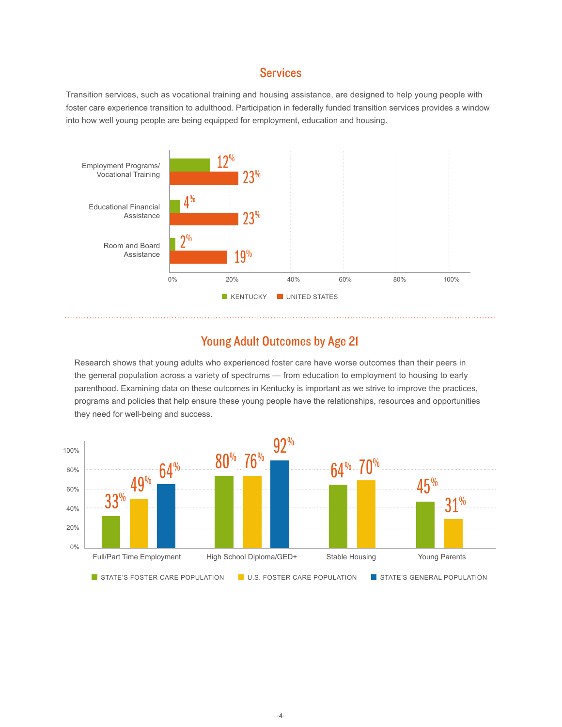## Services

Transition services, such as vocational training and housing assistance, are designed to help young people with foster care experience transition to adulthood. Participation in federally funded transition services provides a window into how well young people are being equipped for employment, education and housing.

Employment Programs/ Vocational Training
12%
23%

Educational Financial Assistance
4%
23%

Room and Board Assistance
2%
19%

0%
20%
40%
60%
80%
100%

KENTUCKY
UNITED STATES

## Young Adult Outcomes by Age 21

Research shows that young adults who experienced foster care have worse outcomes than their peers in the general population across a variety of spectrums — from education to employment to housing to early parenthood. Examining data on these outcomes in Kentucky is important as we strive to improve the practices, programs and policies that help ensure these young people have the relationships, resources and opportunities they need for well-being and success.

100%
80%
60%
40%
20%
0%

Full/Part Time Employment
33%
49%
64%

High School Diploma/GED+
80%
76%
92%

Stable Housing
64%
70%

Young Parents
45%
31%

STATE'S FOSTER CARE POPULATION
U.S. FOSTER CARE POPULATION
STATE'S GENERAL POPULATION